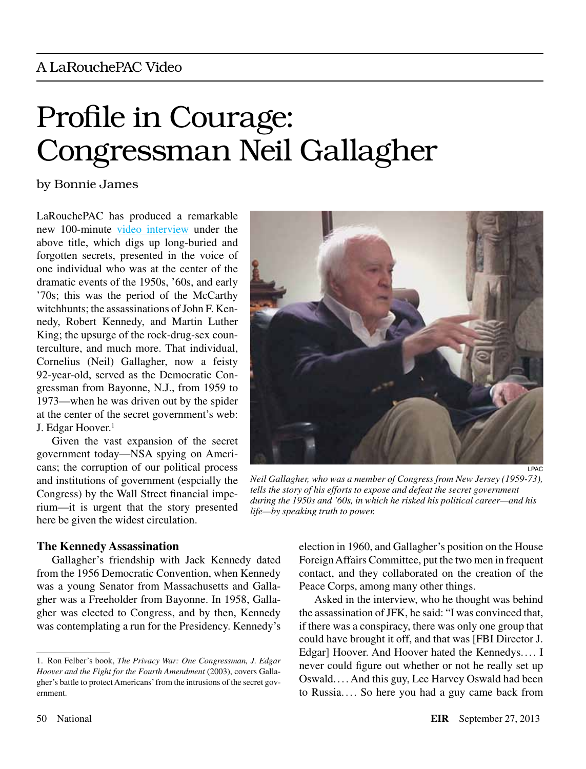A LaRouchePAC Video

# Profile in Courage: Congressman Neil Gallagher

by Bonnie James

LaRouchePAC has produced a remarkable new 100-minute video interview under the above title, which digs up long-buried and forgotten secrets, presented in the voice of one individual who was at the center of the dramatic events of the 1950s, '60s, and early '70s; this was the period of the McCarthy witchhunts; the assassinations of John F. Kennedy, Robert Kennedy, and Martin Luther King; the upsurge of the rock-drug-sex counterculture, and much more. That individual, Cornelius (Neil) Gallagher, now a feisty 92-year-old, served as the Democratic Congressman from Bayonne, N.J., from 1959 to 1973—when he was driven out by the spider at the center of the secret government's web: J. Edgar Hoover.[1]

Given the vast expansion of the secret government today—NSA spying on Americans; the corruption of our political process and institutions of government (espcially the Congress) by the Wall Street financial imperium—it is urgent that the story presented here be given the widest circulation.

LPAC

*Neil Gallagher, who was a member of Congress from New Jersey (1959-73), tells the story of his efforts to expose and defeat the secret government during the 1950s and '60s, in which he risked his political career—and his life—by speaking truth to power.*

### The Kennedy Assassination

Gallagher's friendship with Jack Kennedy dated from the 1956 Democratic Convention, when Kennedy was a young Senator from Massachusetts and Gallagher was a Freeholder from Bayonne. In 1958, Gallagher was elected to Congress, and by then, Kennedy was contemplating a run for the Presidency. Kennedy's election in 1960, and Gallagher's position on the House Foreign Affairs Committee, put the two men in frequent contact, and they collaborated on the creation of the Peace Corps, among many other things.

Asked in the interview, who he thought was behind the assassination of JFK, he said: "I was convinced that, if there was a conspiracy, there was only one group that could have brought it off, and that was [FBI Director J. Edgar] Hoover. And Hoover hated the Kennedys.... I never could figure out whether or not he really set up Oswald.... And this guy, Lee Harvey Oswald had been to Russia.... So here you had a guy came back from

1. Ron Felber's book, *The Privacy War: One Congressman, J. Edgar Hoover and the Fight for the Fourth Amendment* (2003), covers Gallagher's battle to protect Americans' from the intrusions of the secret government.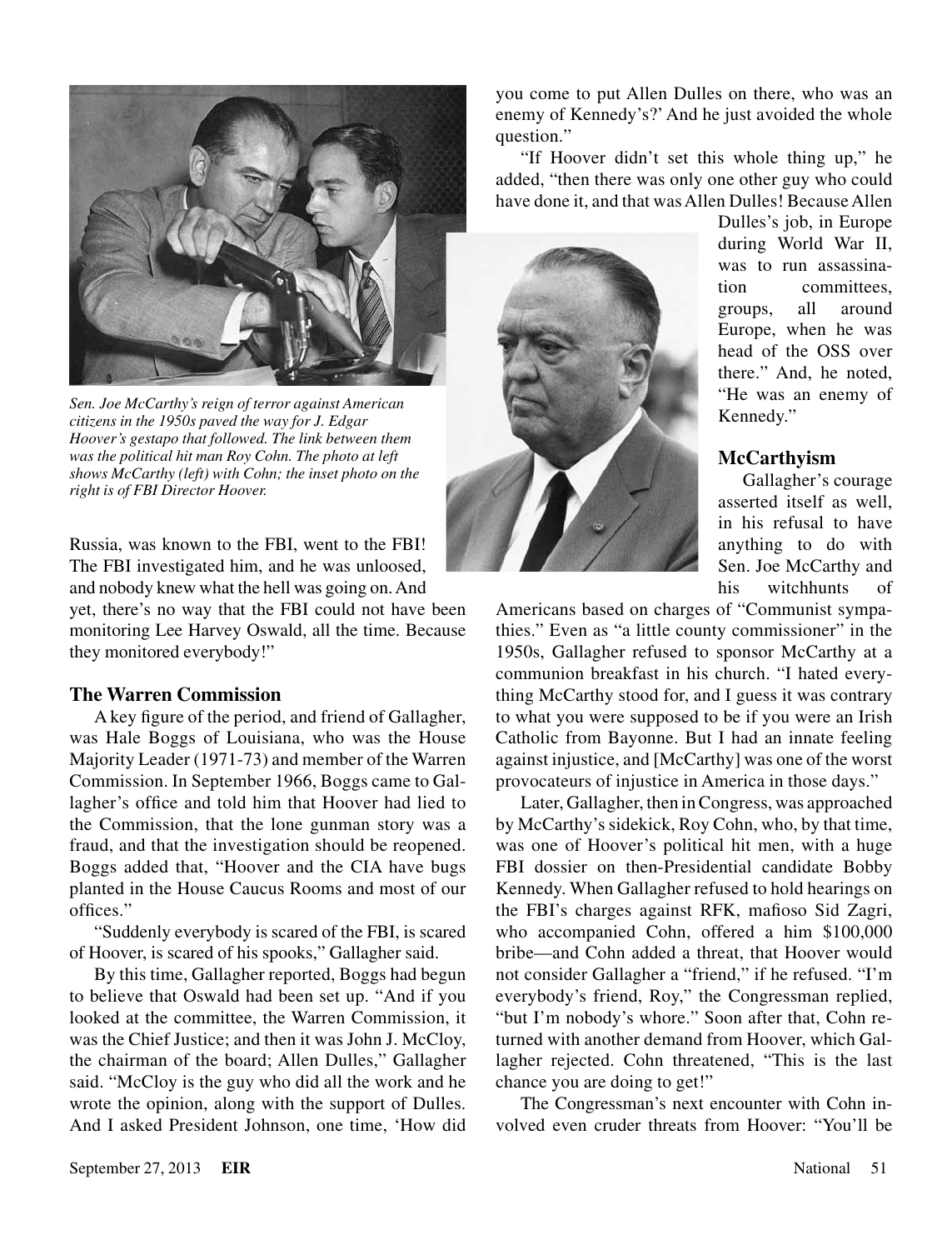*Sen. Joe McCarthy's reign of terror against American citizens in the 1950s paved the way for J. Edgar Hoover's gestapo that followed. The link between them was the political hit man Roy Cohn. The photo at left shows McCarthy (left) with Cohn; the inset photo on the right is of FBI Director Hoover.*

Russia, was known to the FBI, went to the FBI! The FBI investigated him, and he was unloosed, and nobody knew what the hell was going on. And yet, there's no way that the FBI could not have been monitoring Lee Harvey Oswald, all the time. Because they monitored everybody!"

### The Warren Commission

A key figure of the period, and friend of Gallagher, was Hale Boggs of Louisiana, who was the House Majority Leader (1971-73) and member of the Warren Commission. In September 1966, Boggs came to Gallagher's office and told him that Hoover had lied to the Commission, that the lone gunman story was a fraud, and that the investigation should be reopened. Boggs added that, "Hoover and the CIA have bugs planted in the House Caucus Rooms and most of our offices."

"Suddenly everybody is scared of the FBI, is scared of Hoover, is scared of his spooks," Gallagher said.

By this time, Gallagher reported, Boggs had begun to believe that Oswald had been set up. "And if you looked at the committee, the Warren Commission, it was the Chief Justice; and then it was John J. McCloy, the chairman of the board; Allen Dulles," Gallagher said. "McCloy is the guy who did all the work and he wrote the opinion, along with the support of Dulles. And I asked President Johnson, one time, 'How did you come to put Allen Dulles on there, who was an enemy of Kennedy's?' And he just avoided the whole question."

"If Hoover didn't set this whole thing up," he added, "then there was only one other guy who could have done it, and that was Allen Dulles! Because Allen Dulles's job, in Europe during World War II, was to run assassination committees, groups, all around Europe, when he was head of the OSS over there." And, he noted, "He was an enemy of Kennedy."

### McCarthyism

Gallagher's courage asserted itself as well, in his refusal to have anything to do with Sen. Joe McCarthy and his witchhunts of Americans based on charges of "Communist sympathies." Even as "a little county commissioner" in the 1950s, Gallagher refused to sponsor McCarthy at a communion breakfast in his church. "I hated everything McCarthy stood for, and I guess it was contrary to what you were supposed to be if you were an Irish Catholic from Bayonne. But I had an innate feeling against injustice, and [McCarthy] was one of the worst provocateurs of injustice in America in those days."

Later, Gallagher, then in Congress, was approached by McCarthy's sidekick, Roy Cohn, who, by that time, was one of Hoover's political hit men, with a huge FBI dossier on then-Presidential candidate Bobby Kennedy. When Gallagher refused to hold hearings on the FBI's charges against RFK, mafioso Sid Zagri, who accompanied Cohn, offered a him $100,000 bribe—and Cohn added a threat, that Hoover would not consider Gallagher a "friend," if he refused. "I'm everybody's friend, Roy," the Congressman replied, "but I'm nobody's whore." Soon after that, Cohn returned with another demand from Hoover, which Gallagher rejected. Cohn threatened, "This is the last chance you are doing to get!"

The Congressman's next encounter with Cohn involved even cruder threats from Hoover: "You'll be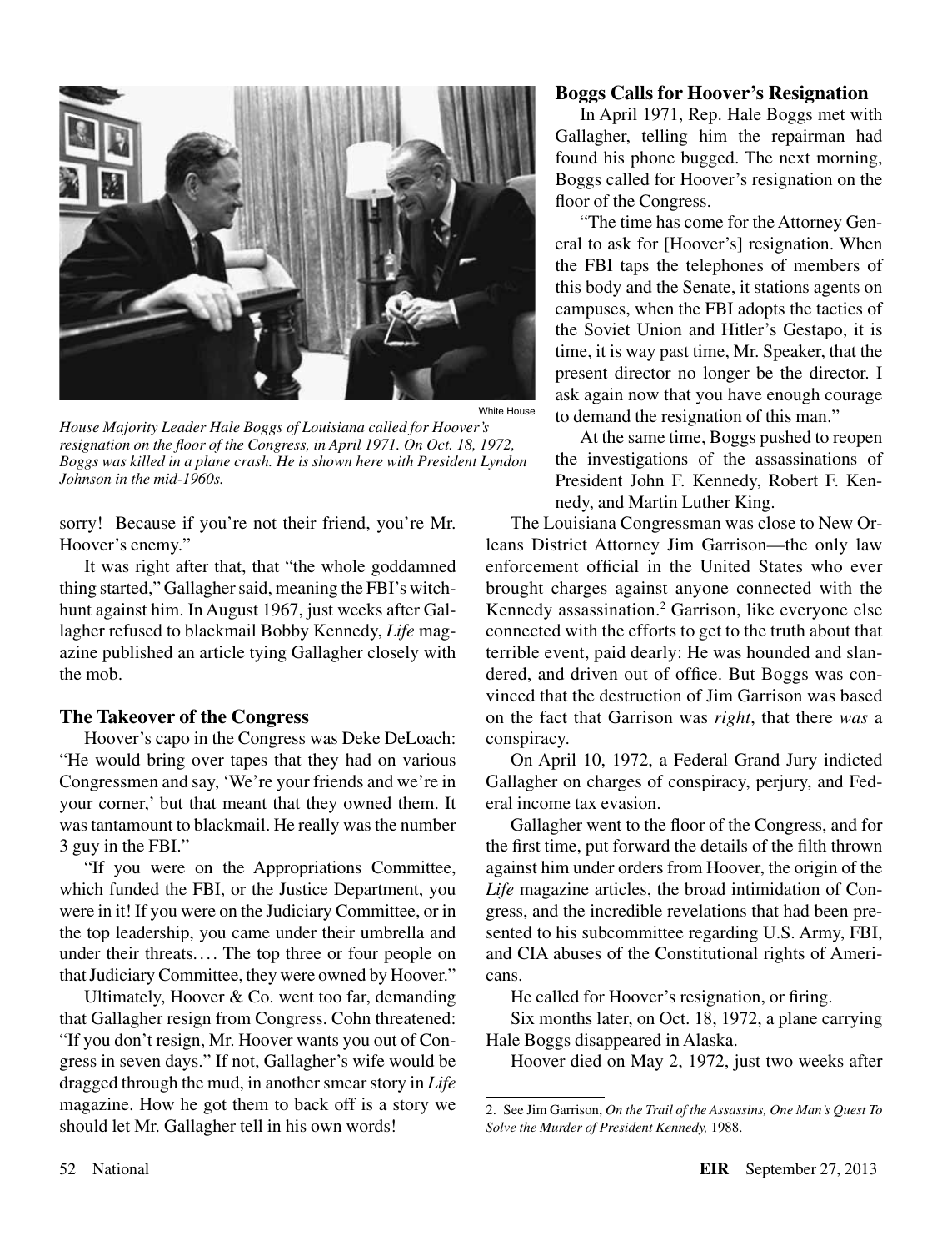House Majority Leader Hale Boggs of Louisiana called for Hoover's resignation on the floor of the Congress, in April 1971. On Oct. 18, 1972, Boggs was killed in a plane crash. He is shown here with President Lyndon Johnson in the mid-1960s.

sorry! Because if you're not their friend, you're Mr. Hoover's enemy."

It was right after that, that "the whole goddamned thing started," Gallagher said, meaning the FBI's witch-hunt against him. In August 1967, just weeks after Gallagher refused to blackmail Bobby Kennedy, *Life* magazine published an article tying Gallagher closely with the mob.

### The Takeover of the Congress

Hoover's capo in the Congress was Deke DeLoach: "He would bring over tapes that they had on various Congressmen and say, 'We're your friends and we're in your corner,' but that meant that they owned them. It was tantamount to blackmail. He really was the number 3 guy in the FBI."

"If you were on the Appropriations Committee, which funded the FBI, or the Justice Department, you were in it! If you were on the Judiciary Committee, or in the top leadership, you came under their umbrella and under their threats.... The top three or four people on that Judiciary Committee, they were owned by Hoover."

Ultimately, Hoover & Co. went too far, demanding that Gallagher resign from Congress. Cohn threatened: "If you don't resign, Mr. Hoover wants you out of Congress in seven days." If not, Gallagher's wife would be dragged through the mud, in another smear story in *Life* magazine. How he got them to back off is a story we should let Mr. Gallagher tell in his own words!

### Boggs Calls for Hoover's Resignation

In April 1971, Rep. Hale Boggs met with Gallagher, telling him the repairman had found his phone bugged. The next morning, Boggs called for Hoover's resignation on the floor of the Congress.

"The time has come for the Attorney General to ask for [Hoover's] resignation. When the FBI taps the telephones of members of this body and the Senate, it stations agents on campuses, when the FBI adopts the tactics of the Soviet Union and Hitler's Gestapo, it is time, it is way past time, Mr. Speaker, that the present director no longer be the director. I ask again now that you have enough courage to demand the resignation of this man."

At the same time, Boggs pushed to reopen the investigations of the assassinations of President John F. Kennedy, Robert F. Kennedy, and Martin Luther King.

The Louisiana Congressman was close to New Orleans District Attorney Jim Garrison—the only law enforcement official in the United States who ever brought charges against anyone connected with the Kennedy assassination.[2] Garrison, like everyone else connected with the efforts to get to the truth about that terrible event, paid dearly: He was hounded and slandered, and driven out of office. But Boggs was convinced that the destruction of Jim Garrison was based on the fact that Garrison was *right*, that there *was* a conspiracy.

On April 10, 1972, a Federal Grand Jury indicted Gallagher on charges of conspiracy, perjury, and Federal income tax evasion.

Gallagher went to the floor of the Congress, and for the first time, put forward the details of the filth thrown against him under orders from Hoover, the origin of the *Life* magazine articles, the broad intimidation of Congress, and the incredible revelations that had been presented to his subcommittee regarding U.S. Army, FBI, and CIA abuses of the Constitutional rights of Americans.

He called for Hoover's resignation, or firing.

Six months later, on Oct. 18, 1972, a plane carrying Hale Boggs disappeared in Alaska.

Hoover died on May 2, 1972, just two weeks after

---

2. See Jim Garrison, *On the Trail of the Assassins, One Man's Quest To Solve the Murder of President Kennedy,* 1988.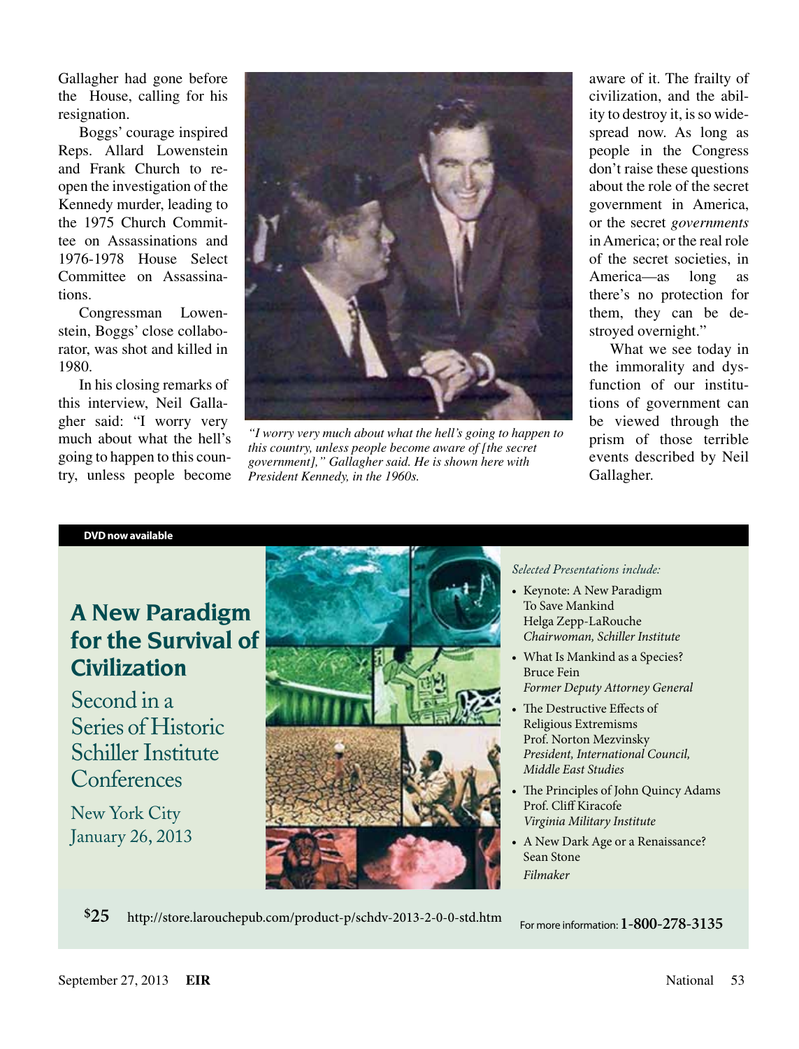Gallagher had gone before the House, calling for his resignation.

Boggs' courage inspired Reps. Allard Lowenstein and Frank Church to reopen the investigation of the Kennedy murder, leading to the 1975 Church Committee on Assassinations and 1976-1978 House Select Committee on Assassinations.

Congressman Lowenstein, Boggs' close collaborator, was shot and killed in 1980.

In his closing remarks of this interview, Neil Gallagher said: "I worry very much about what the hell's going to happen to this country, unless people become aware of it. The frailty of civilization, and the ability to destroy it, is so widespread now. As long as people in the Congress don't raise these questions about the role of the secret government in America, or the secret *governments* in America; or the real role of the secret societies, in America—as long as there's no protection for them, they can be destroyed overnight."

What we see today in the immorality and dysfunction of our institutions of government can be viewed through the prism of those terrible events described by Neil Gallagher.

*"I worry very much about what the hell's going to happen to this country, unless people become aware of [the secret government]," Gallagher said. He is shown here with President Kennedy, in the 1960s.*

---

**DVD now available**

## A New Paradigm for the Survival of Civilization

Second in a Series of Historic Schiller Institute Conferences

New York City
January 26, 2013

*Selected Presentations include:*

- Keynote: A New Paradigm To Save Mankind
  Helga Zepp-LaRouche
  *Chairwoman, Schiller Institute*
- What Is Mankind as a Species?
  Bruce Fein
  *Former Deputy Attorney General*
- The Destructive Effects of Religious Extremisms
  Prof. Norton Mezvinsky
  *President, International Council, Middle East Studies*
- The Principles of John Quincy Adams
  Prof. Cliff Kiracofe
  *Virginia Military Institute*
- A New Dark Age or a Renaissance?
  Sean Stone
  *Filmaker*

$25 http://store.larouchepub.com/product-p/schdv-2013-2-0-0-std.htm

For more information: **1-800-278-3135**